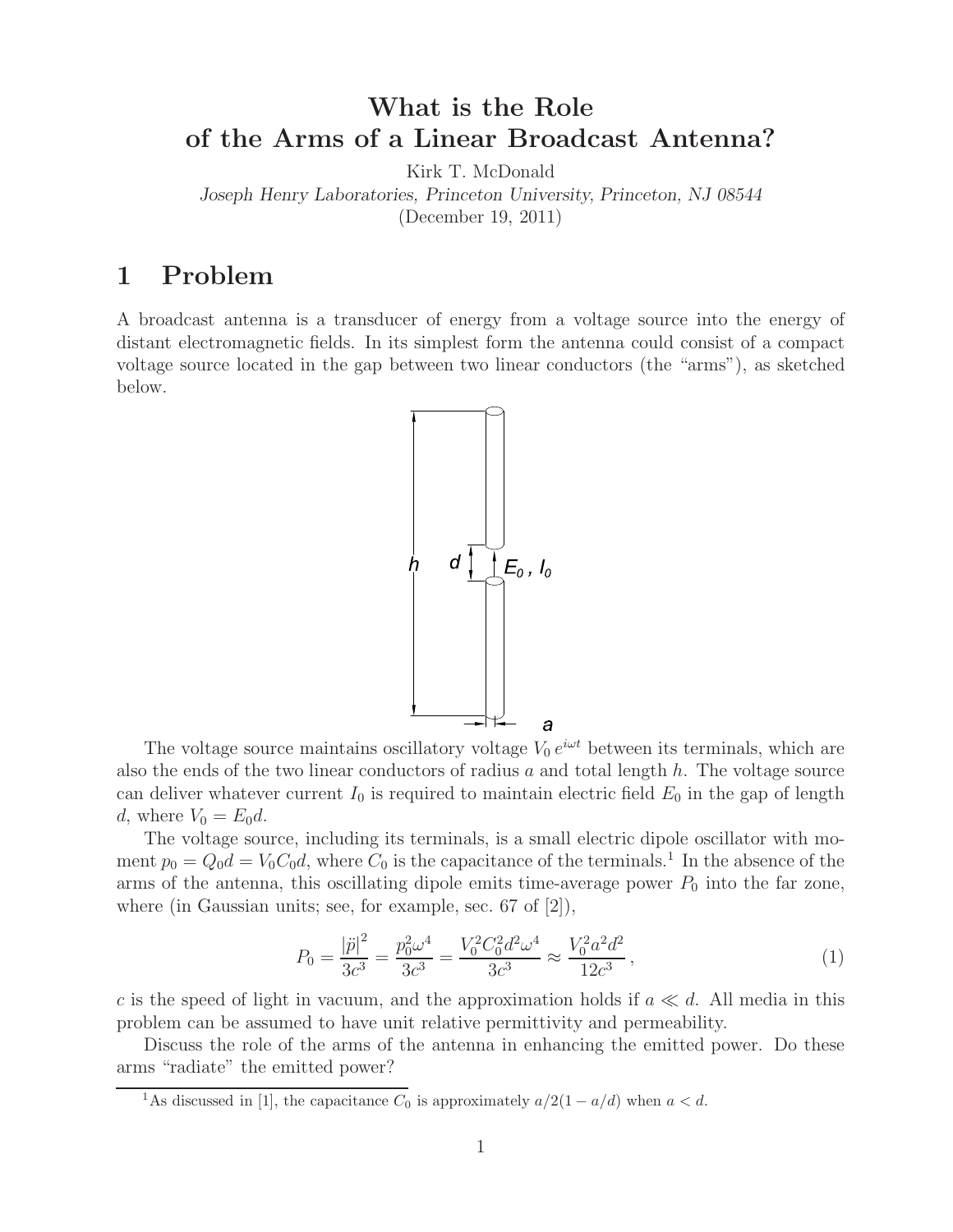# What is the Role of the Arms of a Linear Broadcast Antenna?

Kirk T. McDonald

*Joseph Henry Laboratories, Princeton University, Princeton, NJ 08544*

(December 19, 2011)

## 1 Problem

A broadcast antenna is a transducer of energy from a voltage source into the energy of distant electromagnetic fields. In its simplest form the antenna could consist of a compact voltage source located in the gap between two linear conductors (the "arms"), as sketched below.

The voltage source maintains oscillatory voltage $V_0 \, e^{i\omega t}$ between its terminals, which are also the ends of the two linear conductors of radius $a$ and total length $h$. The voltage source can deliver whatever current $I_0$ is required to maintain electric field $E_0$ in the gap of length $d$, where $V_0 = E_0 d$.

The voltage source, including its terminals, is a small electric dipole oscillator with moment $p_0 = Q_0 d = V_0 C_0 d$, where $C_0$ is the capacitance of the terminals.[1] In the absence of the arms of the antenna, this oscillating dipole emits time-average power $P_0$ into the far zone, where (in Gaussian units; see, for example, sec. 67 of [2]),

$$P_0 = \frac{|\ddot{p}|^2}{3c^3} = \frac{p_0^2 \omega^4}{3c^3} = \frac{V_0^2 C_0^2 d^2 \omega^4}{3c^3} \approx \frac{V_0^2 a^2 d^2}{12c^3}\,, \tag{1}$$

$c$ is the speed of light in vacuum, and the approximation holds if $a \ll d$. All media in this problem can be assumed to have unit relative permittivity and permeability.

Discuss the role of the arms of the antenna in enhancing the emitted power. Do these arms "radiate" the emitted power?

[1] As discussed in [1], the capacitance $C_0$ is approximately $a/2(1 - a/d)$ when $a < d$.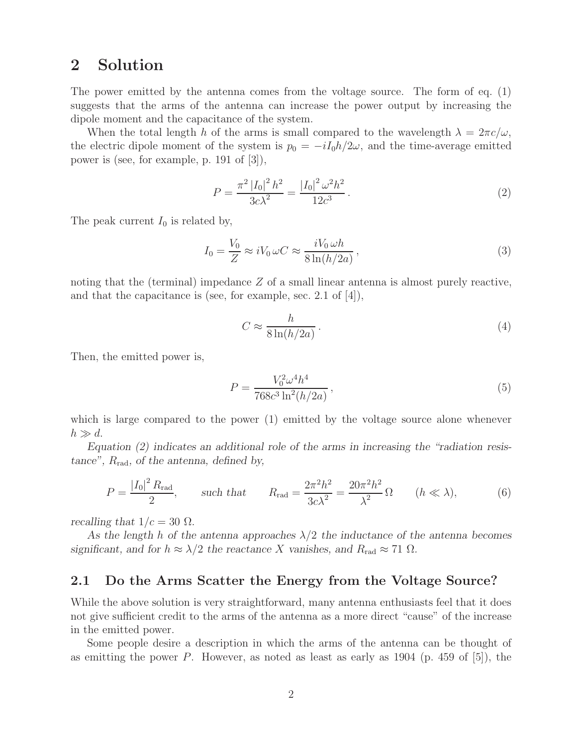## 2 Solution

The power emitted by the antenna comes from the voltage source. The form of eq. (1) suggests that the arms of the antenna can increase the power output by increasing the dipole moment and the capacitance of the system.

When the total length $h$ of the arms is small compared to the wavelength $\lambda = 2\pi c/\omega$, the electric dipole moment of the system is $p_0 = -iI_0 h/2\omega$, and the time-average emitted power is (see, for example, p. 191 of [3]),

$$P = \frac{\pi^2 |I_0|^2 h^2}{3c\lambda^2} = \frac{|I_0|^2 \omega^2 h^2}{12c^3} . \tag{2}$$

The peak current $I_0$ is related by,

$$I_0 = \frac{V_0}{Z} \approx iV_0 \, \omega C \approx \frac{iV_0 \, \omega h}{8 \ln(h/2a)} , \tag{3}$$

noting that the (terminal) impedance $Z$ of a small linear antenna is almost purely reactive, and that the capacitance is (see, for example, sec. 2.1 of [4]),

$$C \approx \frac{h}{8 \ln(h/2a)} . \tag{4}$$

Then, the emitted power is,

$$P = \frac{V_0^2 \omega^4 h^4}{768 c^3 \ln^2(h/2a)} , \tag{5}$$

which is large compared to the power (1) emitted by the voltage source alone whenever $h \gg d$.

*Equation (2) indicates an additional role of the arms in increasing the "radiation resistance", $R_{\rm rad}$, of the antenna, defined by,*

$$P = \frac{|I_0|^2 R_{\rm rad}}{2}, \qquad \textit{such that} \qquad R_{\rm rad} = \frac{2\pi^2 h^2}{3c\lambda^2} = \frac{20\pi^2 h^2}{\lambda^2} \, \Omega \qquad (h \ll \lambda), \tag{6}$$

*recalling that $1/c = 30$ Ω.*

*As the length $h$ of the antenna approaches $\lambda/2$ the inductance of the antenna becomes significant, and for $h \approx \lambda/2$ the reactance $X$ vanishes, and $R_{\rm rad} \approx 71$ Ω.*

### 2.1 Do the Arms Scatter the Energy from the Voltage Source?

While the above solution is very straightforward, many antenna enthusiasts feel that it does not give sufficient credit to the arms of the antenna as a more direct "cause" of the increase in the emitted power.

Some people desire a description in which the arms of the antenna can be thought of as emitting the power $P$. However, as noted as least as early as 1904 (p. 459 of [5]), the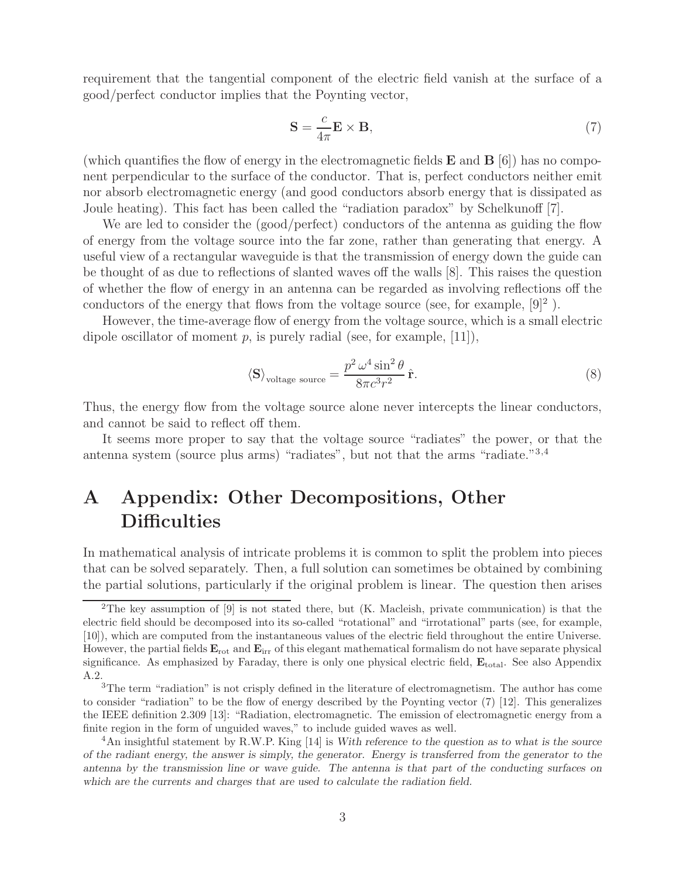requirement that the tangential component of the electric field vanish at the surface of a good/perfect conductor implies that the Poynting vector,

$$\mathbf{S} = \frac{c}{4\pi}\mathbf{E} \times \mathbf{B}, \tag{7}$$

(which quantifies the flow of energy in the electromagnetic fields $\mathbf{E}$ and $\mathbf{B}$ [6]) has no component perpendicular to the surface of the conductor. That is, perfect conductors neither emit nor absorb electromagnetic energy (and good conductors absorb energy that is dissipated as Joule heating). This fact has been called the "radiation paradox" by Schelkunoff [7].

We are led to consider the (good/perfect) conductors of the antenna as guiding the flow of energy from the voltage source into the far zone, rather than generating that energy. A useful view of a rectangular waveguide is that the transmission of energy down the guide can be thought of as due to reflections of slanted waves off the walls [8]. This raises the question of whether the flow of energy in an antenna can be regarded as involving reflections off the conductors of the energy that flows from the voltage source (see, for example, [9][2] ).

However, the time-average flow of energy from the voltage source, which is a small electric dipole oscillator of moment $p$, is purely radial (see, for example, [11]),

$$\langle \mathbf{S} \rangle_{\text{voltage source}} = \frac{p^2\, \omega^4 \sin^2\theta}{8\pi c^3 r^2}\, \hat{\mathbf{r}}. \tag{8}$$

Thus, the energy flow from the voltage source alone never intercepts the linear conductors, and cannot be said to reflect off them.

It seems more proper to say that the voltage source "radiates" the power, or that the antenna system (source plus arms) "radiates", but not that the arms "radiate."[3,4]

# A Appendix: Other Decompositions, Other Difficulties

In mathematical analysis of intricate problems it is common to split the problem into pieces that can be solved separately. Then, a full solution can sometimes be obtained by combining the partial solutions, particularly if the original problem is linear. The question then arises

---

[2] The key assumption of [9] is not stated there, but (K. Macleish, private communication) is that the electric field should be decomposed into its so-called "rotational" and "irrotational" parts (see, for example, [10]), which are computed from the instantaneous values of the electric field throughout the entire Universe. However, the partial fields $\mathbf{E}_{\text{rot}}$ and $\mathbf{E}_{\text{irr}}$ of this elegant mathematical formalism do not have separate physical significance. As emphasized by Faraday, there is only one physical electric field, $\mathbf{E}_{\text{total}}$. See also Appendix A.2.

[3] The term "radiation" is not crisply defined in the literature of electromagnetism. The author has come to consider "radiation" to be the flow of energy described by the Poynting vector (7) [12]. This generalizes the IEEE definition 2.309 [13]: "Radiation, electromagnetic. The emission of electromagnetic energy from a finite region in the form of unguided waves," to include guided waves as well.

[4] An insightful statement by R.W.P. King [14] is *With reference to the question as to what is the source of the radiant energy, the answer is simply, the generator. Energy is transferred from the generator to the antenna by the transmission line or wave guide. The antenna is that part of the conducting surfaces on which are the currents and charges that are used to calculate the radiation field.*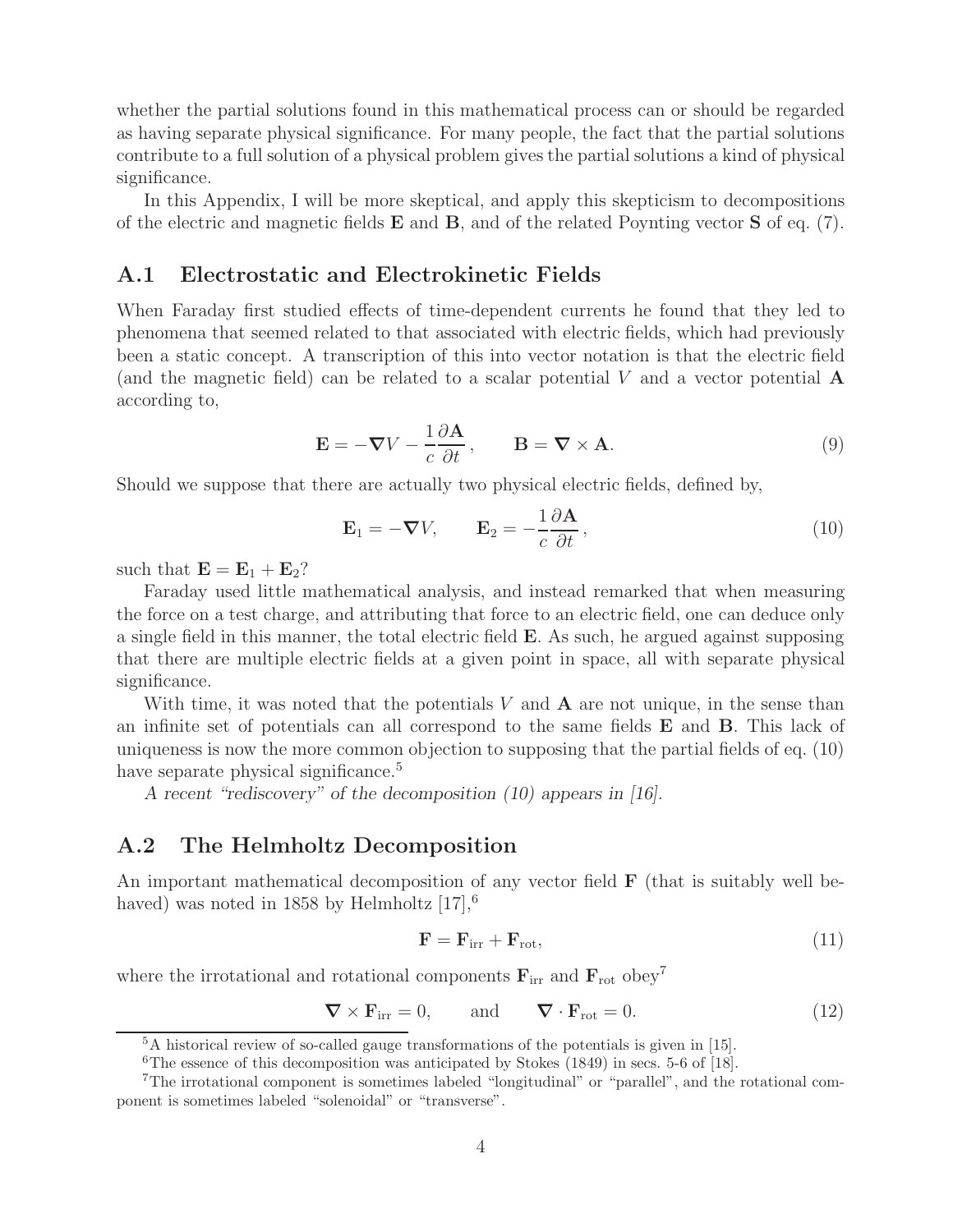whether the partial solutions found in this mathematical process can or should be regarded as having separate physical significance. For many people, the fact that the partial solutions contribute to a full solution of a physical problem gives the partial solutions a kind of physical significance.

In this Appendix, I will be more skeptical, and apply this skepticism to decompositions of the electric and magnetic fields $\mathbf{E}$ and $\mathbf{B}$, and of the related Poynting vector $\mathbf{S}$ of eq. (7).

## A.1 Electrostatic and Electrokinetic Fields

When Faraday first studied effects of time-dependent currents he found that they led to phenomena that seemed related to that associated with electric fields, which had previously been a static concept. A transcription of this into vector notation is that the electric field (and the magnetic field) can be related to a scalar potential $V$ and a vector potential $\mathbf{A}$ according to,

$$\mathbf{E} = -\boldsymbol{\nabla} V - \frac{1}{c}\frac{\partial \mathbf{A}}{\partial t}, \qquad \mathbf{B} = \boldsymbol{\nabla} \times \mathbf{A}. \tag{9}$$

Should we suppose that there are actually two physical electric fields, defined by,

$$\mathbf{E}_1 = -\boldsymbol{\nabla} V, \qquad \mathbf{E}_2 = -\frac{1}{c}\frac{\partial \mathbf{A}}{\partial t}, \tag{10}$$

such that $\mathbf{E} = \mathbf{E}_1 + \mathbf{E}_2$?

Faraday used little mathematical analysis, and instead remarked that when measuring the force on a test charge, and attributing that force to an electric field, one can deduce only a single field in this manner, the total electric field $\mathbf{E}$. As such, he argued against supposing that there are multiple electric fields at a given point in space, all with separate physical significance.

With time, it was noted that the potentials $V$ and $\mathbf{A}$ are not unique, in the sense than an infinite set of potentials can all correspond to the same fields $\mathbf{E}$ and $\mathbf{B}$. This lack of uniqueness is now the more common objection to supposing that the partial fields of eq. (10) have separate physical significance.[5]

*A recent "rediscovery" of the decomposition (10) appears in [16].*

## A.2 The Helmholtz Decomposition

An important mathematical decomposition of any vector field $\mathbf{F}$ (that is suitably well behaved) was noted in 1858 by Helmholtz [17],[6]

$$\mathbf{F} = \mathbf{F}_{\rm irr} + \mathbf{F}_{\rm rot}, \tag{11}$$

where the irrotational and rotational components $\mathbf{F}_{\rm irr}$ and $\mathbf{F}_{\rm rot}$ obey[7]

$$\boldsymbol{\nabla} \times \mathbf{F}_{\rm irr} = 0, \qquad \text{and} \qquad \boldsymbol{\nabla} \cdot \mathbf{F}_{\rm rot} = 0. \tag{12}$$

---

[5] A historical review of so-called gauge transformations of the potentials is given in [15].

[6] The essence of this decomposition was anticipated by Stokes (1849) in secs. 5-6 of [18].

[7] The irrotational component is sometimes labeled "longitudinal" or "parallel", and the rotational component is sometimes labeled "solenoidal" or "transverse".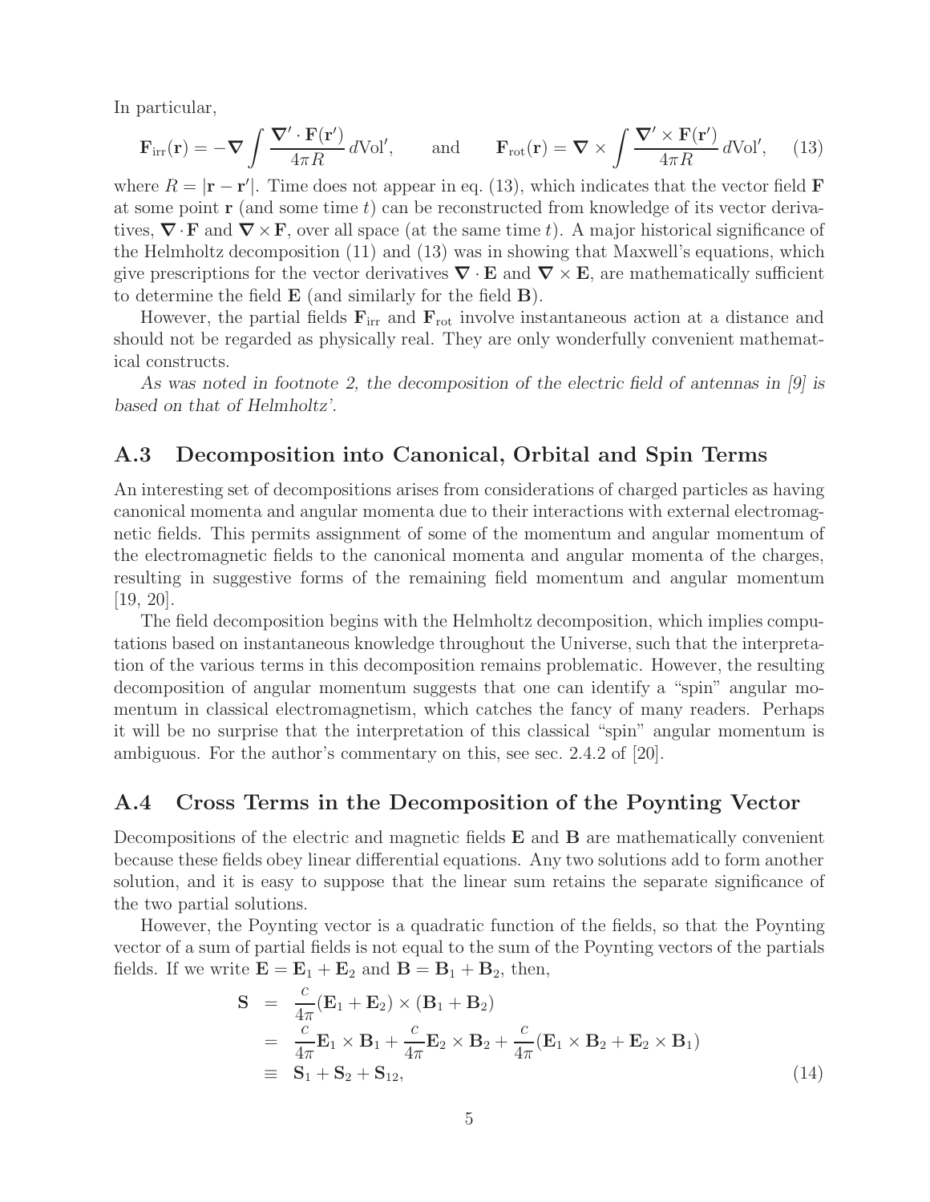In particular,

$$\mathbf{F}_{\rm irr}(\mathbf{r}) = -\boldsymbol{\nabla} \int \frac{\boldsymbol{\nabla}' \cdot \mathbf{F}(\mathbf{r}')}{4\pi R}\, d{\rm Vol}', \qquad \text{and} \qquad \mathbf{F}_{\rm rot}(\mathbf{r}) = \boldsymbol{\nabla} \times \int \frac{\boldsymbol{\nabla}' \times \mathbf{F}(\mathbf{r}')}{4\pi R}\, d{\rm Vol}', \tag{13}$$

where $R = |\mathbf{r} - \mathbf{r}'|$. Time does not appear in eq. (13), which indicates that the vector field $\mathbf{F}$ at some point $\mathbf{r}$ (and some time $t$) can be reconstructed from knowledge of its vector derivatives, $\boldsymbol{\nabla} \cdot \mathbf{F}$ and $\boldsymbol{\nabla} \times \mathbf{F}$, over all space (at the same time $t$). A major historical significance of the Helmholtz decomposition (11) and (13) was in showing that Maxwell's equations, which give prescriptions for the vector derivatives $\boldsymbol{\nabla} \cdot \mathbf{E}$ and $\boldsymbol{\nabla} \times \mathbf{E}$, are mathematically sufficient to determine the field $\mathbf{E}$ (and similarly for the field $\mathbf{B}$).

However, the partial fields $\mathbf{F}_{\rm irr}$ and $\mathbf{F}_{\rm rot}$ involve instantaneous action at a distance and should not be regarded as physically real. They are only wonderfully convenient mathematical constructs.

*As was noted in footnote 2, the decomposition of the electric field of antennas in [9] is based on that of Helmholtz'.*

## A.3 Decomposition into Canonical, Orbital and Spin Terms

An interesting set of decompositions arises from considerations of charged particles as having canonical momenta and angular momenta due to their interactions with external electromagnetic fields. This permits assignment of some of the momentum and angular momentum of the electromagnetic fields to the canonical momenta and angular momenta of the charges, resulting in suggestive forms of the remaining field momentum and angular momentum [19, 20].

The field decomposition begins with the Helmholtz decomposition, which implies computations based on instantaneous knowledge throughout the Universe, such that the interpretation of the various terms in this decomposition remains problematic. However, the resulting decomposition of angular momentum suggests that one can identify a "spin" angular momentum in classical electromagnetism, which catches the fancy of many readers. Perhaps it will be no surprise that the interpretation of this classical "spin" angular momentum is ambiguous. For the author's commentary on this, see sec. 2.4.2 of [20].

## A.4 Cross Terms in the Decomposition of the Poynting Vector

Decompositions of the electric and magnetic fields $\mathbf{E}$ and $\mathbf{B}$ are mathematically convenient because these fields obey linear differential equations. Any two solutions add to form another solution, and it is easy to suppose that the linear sum retains the separate significance of the two partial solutions.

However, the Poynting vector is a quadratic function of the fields, so that the Poynting vector of a sum of partial fields is not equal to the sum of the Poynting vectors of the partials fields. If we write $\mathbf{E} = \mathbf{E}_1 + \mathbf{E}_2$ and $\mathbf{B} = \mathbf{B}_1 + \mathbf{B}_2$, then,

$$\begin{aligned}
\mathbf{S} &= \frac{c}{4\pi}(\mathbf{E}_1 + \mathbf{E}_2) \times (\mathbf{B}_1 + \mathbf{B}_2) \\
&= \frac{c}{4\pi}\mathbf{E}_1 \times \mathbf{B}_1 + \frac{c}{4\pi}\mathbf{E}_2 \times \mathbf{B}_2 + \frac{c}{4\pi}(\mathbf{E}_1 \times \mathbf{B}_2 + \mathbf{E}_2 \times \mathbf{B}_1) \\
&\equiv \mathbf{S}_1 + \mathbf{S}_2 + \mathbf{S}_{12},
\end{aligned} \tag{14}$$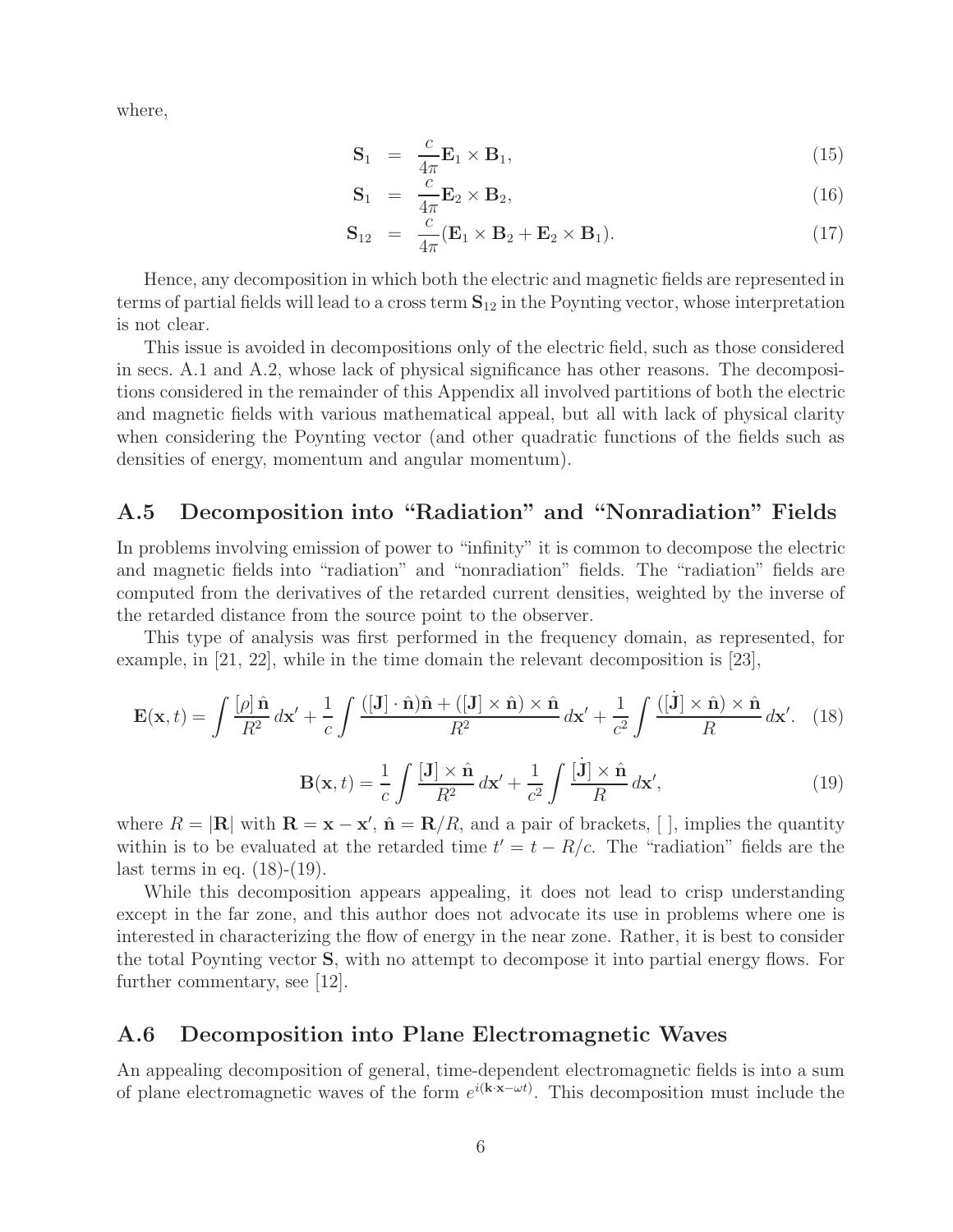where,

$$\mathbf{S}_1 = \frac{c}{4\pi}\mathbf{E}_1 \times \mathbf{B}_1, \tag{15}$$

$$\mathbf{S}_1 = \frac{c}{4\pi}\mathbf{E}_2 \times \mathbf{B}_2, \tag{16}$$

$$\mathbf{S}_{12} = \frac{c}{4\pi}(\mathbf{E}_1 \times \mathbf{B}_2 + \mathbf{E}_2 \times \mathbf{B}_1). \tag{17}$$

Hence, any decomposition in which both the electric and magnetic fields are represented in terms of partial fields will lead to a cross term $\mathbf{S}_{12}$ in the Poynting vector, whose interpretation is not clear.

This issue is avoided in decompositions only of the electric field, such as those considered in secs. A.1 and A.2, whose lack of physical significance has other reasons. The decompositions considered in the remainder of this Appendix all involved partitions of both the electric and magnetic fields with various mathematical appeal, but all with lack of physical clarity when considering the Poynting vector (and other quadratic functions of the fields such as densities of energy, momentum and angular momentum).

## A.5 Decomposition into "Radiation" and "Nonradiation" Fields

In problems involving emission of power to "infinity" it is common to decompose the electric and magnetic fields into "radiation" and "nonradiation" fields. The "radiation" fields are computed from the derivatives of the retarded current densities, weighted by the inverse of the retarded distance from the source point to the observer.

This type of analysis was first performed in the frequency domain, as represented, for example, in [21, 22], while in the time domain the relevant decomposition is [23],

$$\mathbf{E}(\mathbf{x}, t) = \int \frac{[\rho]\,\hat{\mathbf{n}}}{R^2}\,d\mathbf{x}' + \frac{1}{c}\int \frac{([\mathbf{J}]\cdot\hat{\mathbf{n}})\hat{\mathbf{n}} + ([\mathbf{J}]\times\hat{\mathbf{n}})\times\hat{\mathbf{n}}}{R^2}\,d\mathbf{x}' + \frac{1}{c^2}\int \frac{([\dot{\mathbf{J}}]\times\hat{\mathbf{n}})\times\hat{\mathbf{n}}}{R}\,d\mathbf{x}'. \tag{18}$$

$$\mathbf{B}(\mathbf{x}, t) = \frac{1}{c}\int \frac{[\mathbf{J}]\times\hat{\mathbf{n}}}{R^2}\,d\mathbf{x}' + \frac{1}{c^2}\int \frac{[\dot{\mathbf{J}}]\times\hat{\mathbf{n}}}{R}\,d\mathbf{x}', \tag{19}$$

where $R = |\mathbf{R}|$ with $\mathbf{R} = \mathbf{x} - \mathbf{x}'$, $\hat{\mathbf{n}} = \mathbf{R}/R$, and a pair of brackets, [ ], implies the quantity within is to be evaluated at the retarded time $t' = t - R/c$. The "radiation" fields are the last terms in eq. (18)-(19).

While this decomposition appears appealing, it does not lead to crisp understanding except in the far zone, and this author does not advocate its use in problems where one is interested in characterizing the flow of energy in the near zone. Rather, it is best to consider the total Poynting vector $\mathbf{S}$, with no attempt to decompose it into partial energy flows. For further commentary, see [12].

## A.6 Decomposition into Plane Electromagnetic Waves

An appealing decomposition of general, time-dependent electromagnetic fields is into a sum of plane electromagnetic waves of the form $e^{i(\mathbf{k}\cdot\mathbf{x}-\omega t)}$. This decomposition must include the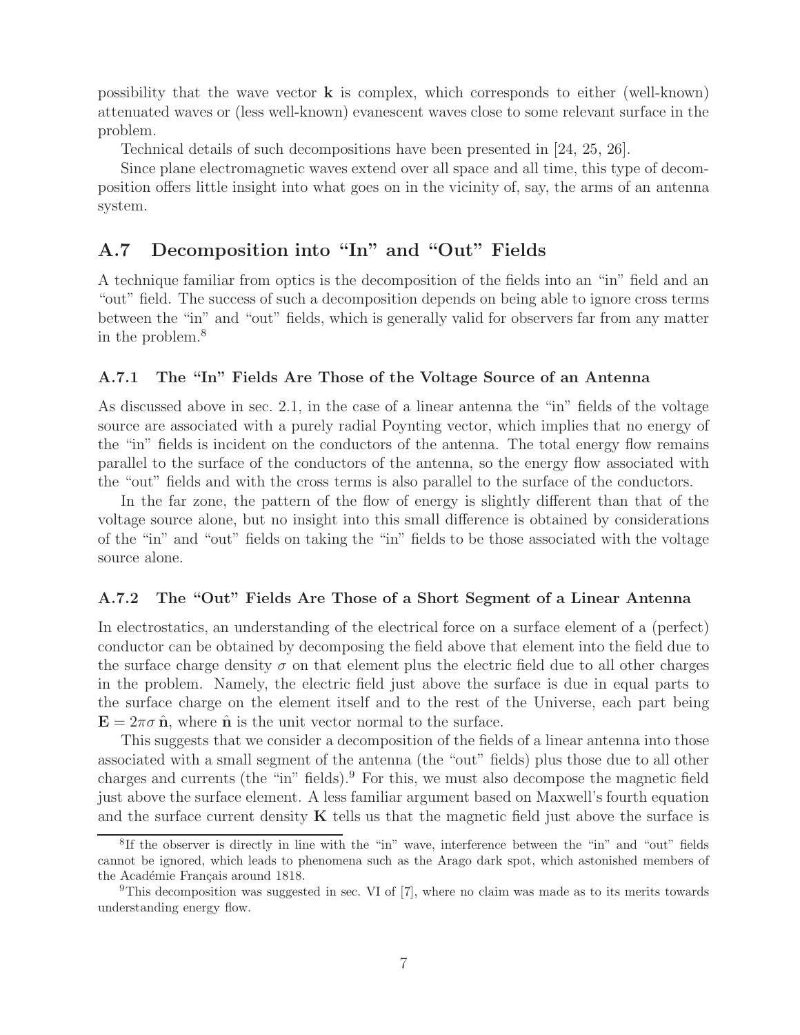possibility that the wave vector $\mathbf{k}$ is complex, which corresponds to either (well-known) attenuated waves or (less well-known) evanescent waves close to some relevant surface in the problem.

Technical details of such decompositions have been presented in [24, 25, 26].

Since plane electromagnetic waves extend over all space and all time, this type of decomposition offers little insight into what goes on in the vicinity of, say, the arms of an antenna system.

## A.7 Decomposition into "In" and "Out" Fields

A technique familiar from optics is the decomposition of the fields into an "in" field and an "out" field. The success of such a decomposition depends on being able to ignore cross terms between the "in" and "out" fields, which is generally valid for observers far from any matter in the problem.[8]

### A.7.1 The "In" Fields Are Those of the Voltage Source of an Antenna

As discussed above in sec. 2.1, in the case of a linear antenna the "in" fields of the voltage source are associated with a purely radial Poynting vector, which implies that no energy of the "in" fields is incident on the conductors of the antenna. The total energy flow remains parallel to the surface of the conductors of the antenna, so the energy flow associated with the "out" fields and with the cross terms is also parallel to the surface of the conductors.

In the far zone, the pattern of the flow of energy is slightly different than that of the voltage source alone, but no insight into this small difference is obtained by considerations of the "in" and "out" fields on taking the "in" fields to be those associated with the voltage source alone.

### A.7.2 The "Out" Fields Are Those of a Short Segment of a Linear Antenna

In electrostatics, an understanding of the electrical force on a surface element of a (perfect) conductor can be obtained by decomposing the field above that element into the field due to the surface charge density $\sigma$ on that element plus the electric field due to all other charges in the problem. Namely, the electric field just above the surface is due in equal parts to the surface charge on the element itself and to the rest of the Universe, each part being $\mathbf{E} = 2\pi\sigma\,\hat{\mathbf{n}}$, where $\hat{\mathbf{n}}$ is the unit vector normal to the surface.

This suggests that we consider a decomposition of the fields of a linear antenna into those associated with a small segment of the antenna (the "out" fields) plus those due to all other charges and currents (the "in" fields).[9] For this, we must also decompose the magnetic field just above the surface element. A less familiar argument based on Maxwell's fourth equation and the surface current density $\mathbf{K}$ tells us that the magnetic field just above the surface is

---

[8] If the observer is directly in line with the "in" wave, interference between the "in" and "out" fields cannot be ignored, which leads to phenomena such as the Arago dark spot, which astonished members of the Académie Français around 1818.

[9] This decomposition was suggested in sec. VI of [7], where no claim was made as to its merits towards understanding energy flow.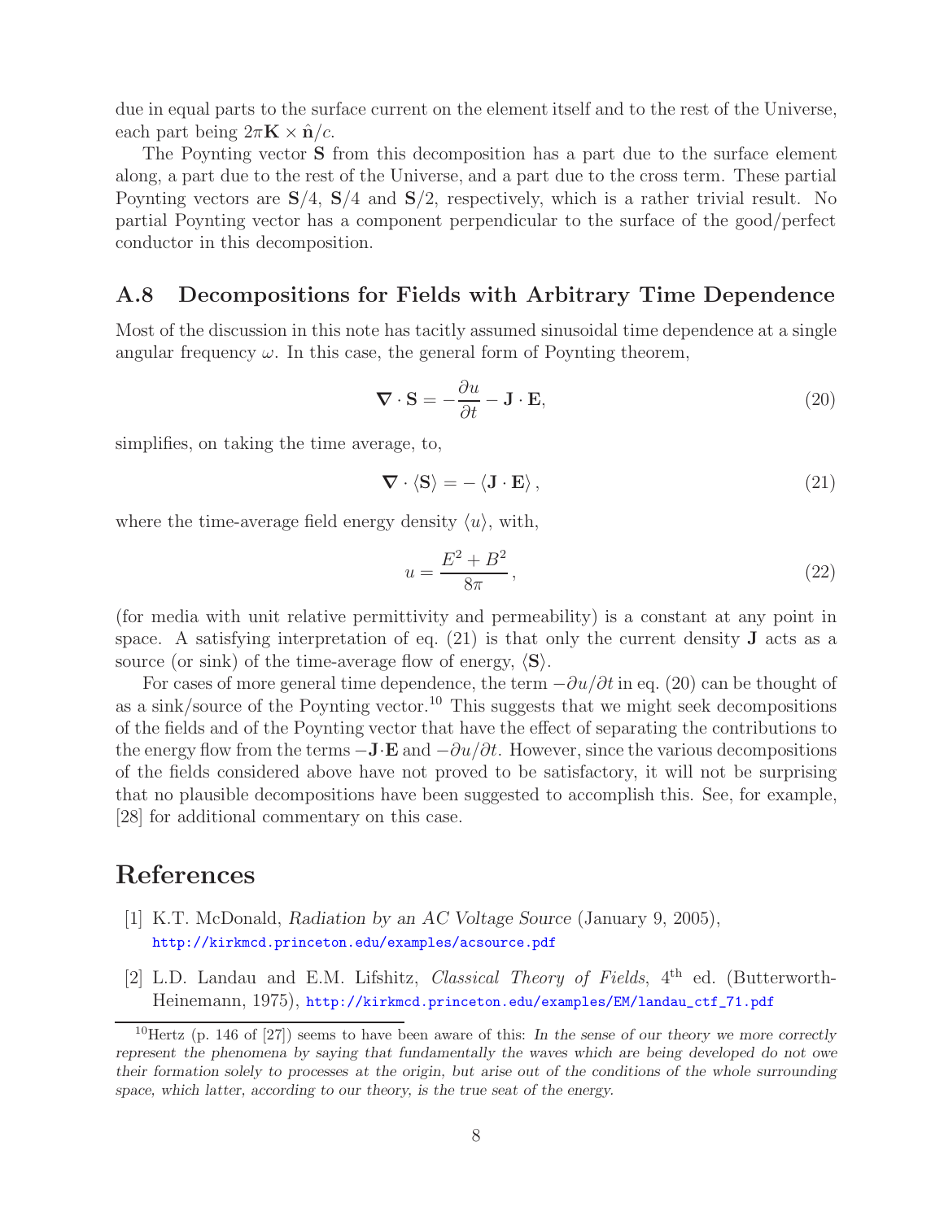due in equal parts to the surface current on the element itself and to the rest of the Universe, each part being $2\pi \mathbf{K} \times \hat{\mathbf{n}}/c$.

The Poynting vector $\mathbf{S}$ from this decomposition has a part due to the surface element along, a part due to the rest of the Universe, and a part due to the cross term. These partial Poynting vectors are $\mathbf{S}/4$, $\mathbf{S}/4$ and $\mathbf{S}/2$, respectively, which is a rather trivial result. No partial Poynting vector has a component perpendicular to the surface of the good/perfect conductor in this decomposition.

## A.8 Decompositions for Fields with Arbitrary Time Dependence

Most of the discussion in this note has tacitly assumed sinusoidal time dependence at a single angular frequency $\omega$. In this case, the general form of Poynting theorem,

$$\boldsymbol{\nabla} \cdot \mathbf{S} = -\frac{\partial u}{\partial t} - \mathbf{J} \cdot \mathbf{E}, \tag{20}$$

simplifies, on taking the time average, to,

$$\boldsymbol{\nabla} \cdot \langle \mathbf{S} \rangle = -\langle \mathbf{J} \cdot \mathbf{E} \rangle, \tag{21}$$

where the time-average field energy density $\langle u \rangle$, with,

$$u = \frac{E^2 + B^2}{8\pi}, \tag{22}$$

(for media with unit relative permittivity and permeability) is a constant at any point in space. A satisfying interpretation of eq. (21) is that only the current density $\mathbf{J}$ acts as a source (or sink) of the time-average flow of energy, $\langle \mathbf{S} \rangle$.

For cases of more general time dependence, the term $-\partial u/\partial t$ in eq. (20) can be thought of as a sink/source of the Poynting vector.[10] This suggests that we might seek decompositions of the fields and of the Poynting vector that have the effect of separating the contributions to the energy flow from the terms $-\mathbf{J} \cdot \mathbf{E}$ and $-\partial u/\partial t$. However, since the various decompositions of the fields considered above have not proved to be satisfactory, it will not be surprising that no plausible decompositions have been suggested to accomplish this. See, for example, [28] for additional commentary on this case.

# References

[1] K.T. McDonald, *Radiation by an AC Voltage Source* (January 9, 2005), http://kirkmcd.princeton.edu/examples/acsource.pdf

[2] L.D. Landau and E.M. Lifshitz, *Classical Theory of Fields*, 4th ed. (Butterworth-Heinemann, 1975), http://kirkmcd.princeton.edu/examples/EM/landau_ctf_71.pdf

---

[10] Hertz (p. 146 of [27]) seems to have been aware of this: *In the sense of our theory we more correctly represent the phenomena by saying that fundamentally the waves which are being developed do not owe their formation solely to processes at the origin, but arise out of the conditions of the whole surrounding space, which latter, according to our theory, is the true seat of the energy.*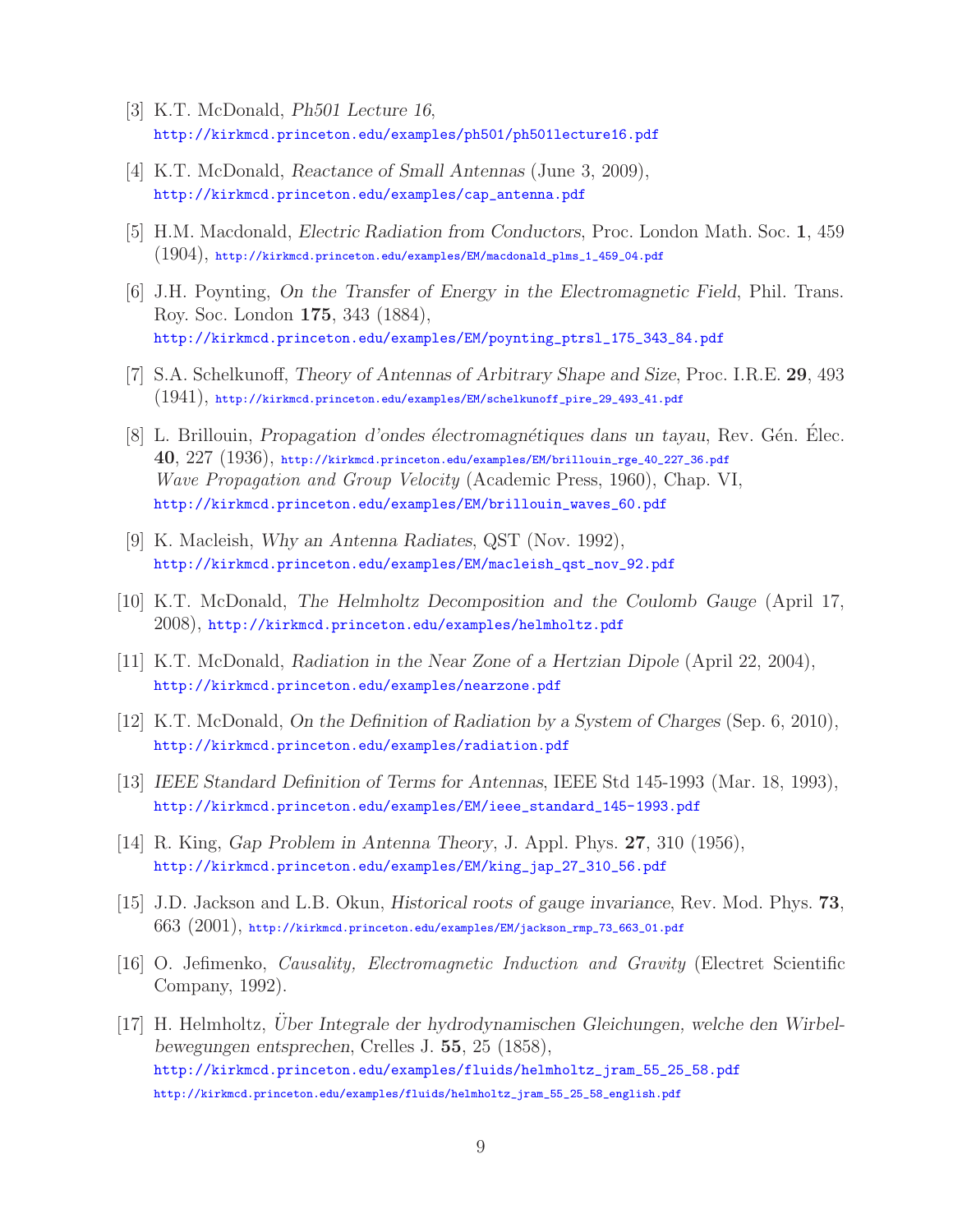[3] K.T. McDonald, *Ph501 Lecture 16*,
http://kirkmcd.princeton.edu/examples/ph501/ph501lecture16.pdf

[4] K.T. McDonald, *Reactance of Small Antennas* (June 3, 2009),
http://kirkmcd.princeton.edu/examples/cap_antenna.pdf

[5] H.M. Macdonald, *Electric Radiation from Conductors*, Proc. London Math. Soc. **1**, 459 (1904), http://kirkmcd.princeton.edu/examples/EM/macdonald_plms_1_459_04.pdf

[6] J.H. Poynting, *On the Transfer of Energy in the Electromagnetic Field*, Phil. Trans. Roy. Soc. London **175**, 343 (1884),
http://kirkmcd.princeton.edu/examples/EM/poynting_ptrsl_175_343_84.pdf

[7] S.A. Schelkunoff, *Theory of Antennas of Arbitrary Shape and Size*, Proc. I.R.E. **29**, 493 (1941), http://kirkmcd.princeton.edu/examples/EM/schelkunoff_pire_29_493_41.pdf

[8] L. Brillouin, *Propagation d'ondes électromagnétiques dans un tayau*, Rev. Gén. Élec. **40**, 227 (1936), http://kirkmcd.princeton.edu/examples/EM/brillouin_rge_40_227_36.pdf
*Wave Propagation and Group Velocity* (Academic Press, 1960), Chap. VI,
http://kirkmcd.princeton.edu/examples/EM/brillouin_waves_60.pdf

[9] K. Macleish, *Why an Antenna Radiates*, QST (Nov. 1992),
http://kirkmcd.princeton.edu/examples/EM/macleish_qst_nov_92.pdf

[10] K.T. McDonald, *The Helmholtz Decomposition and the Coulomb Gauge* (April 17, 2008), http://kirkmcd.princeton.edu/examples/helmholtz.pdf

[11] K.T. McDonald, *Radiation in the Near Zone of a Hertzian Dipole* (April 22, 2004),
http://kirkmcd.princeton.edu/examples/nearzone.pdf

[12] K.T. McDonald, *On the Definition of Radiation by a System of Charges* (Sep. 6, 2010),
http://kirkmcd.princeton.edu/examples/radiation.pdf

[13] *IEEE Standard Definition of Terms for Antennas*, IEEE Std 145-1993 (Mar. 18, 1993),
http://kirkmcd.princeton.edu/examples/EM/ieee_standard_145-1993.pdf

[14] R. King, *Gap Problem in Antenna Theory*, J. Appl. Phys. **27**, 310 (1956),
http://kirkmcd.princeton.edu/examples/EM/king_jap_27_310_56.pdf

[15] J.D. Jackson and L.B. Okun, *Historical roots of gauge invariance*, Rev. Mod. Phys. **73**, 663 (2001), http://kirkmcd.princeton.edu/examples/EM/jackson_rmp_73_663_01.pdf

[16] O. Jefimenko, *Causality, Electromagnetic Induction and Gravity* (Electret Scientific Company, 1992).

[17] H. Helmholtz, *Über Integrale der hydrodynamischen Gleichungen, welche den Wirbelbewegungen entsprechen*, Crelles J. **55**, 25 (1858),
http://kirkmcd.princeton.edu/examples/fluids/helmholtz_jram_55_25_58.pdf
http://kirkmcd.princeton.edu/examples/fluids/helmholtz_jram_55_25_58_english.pdf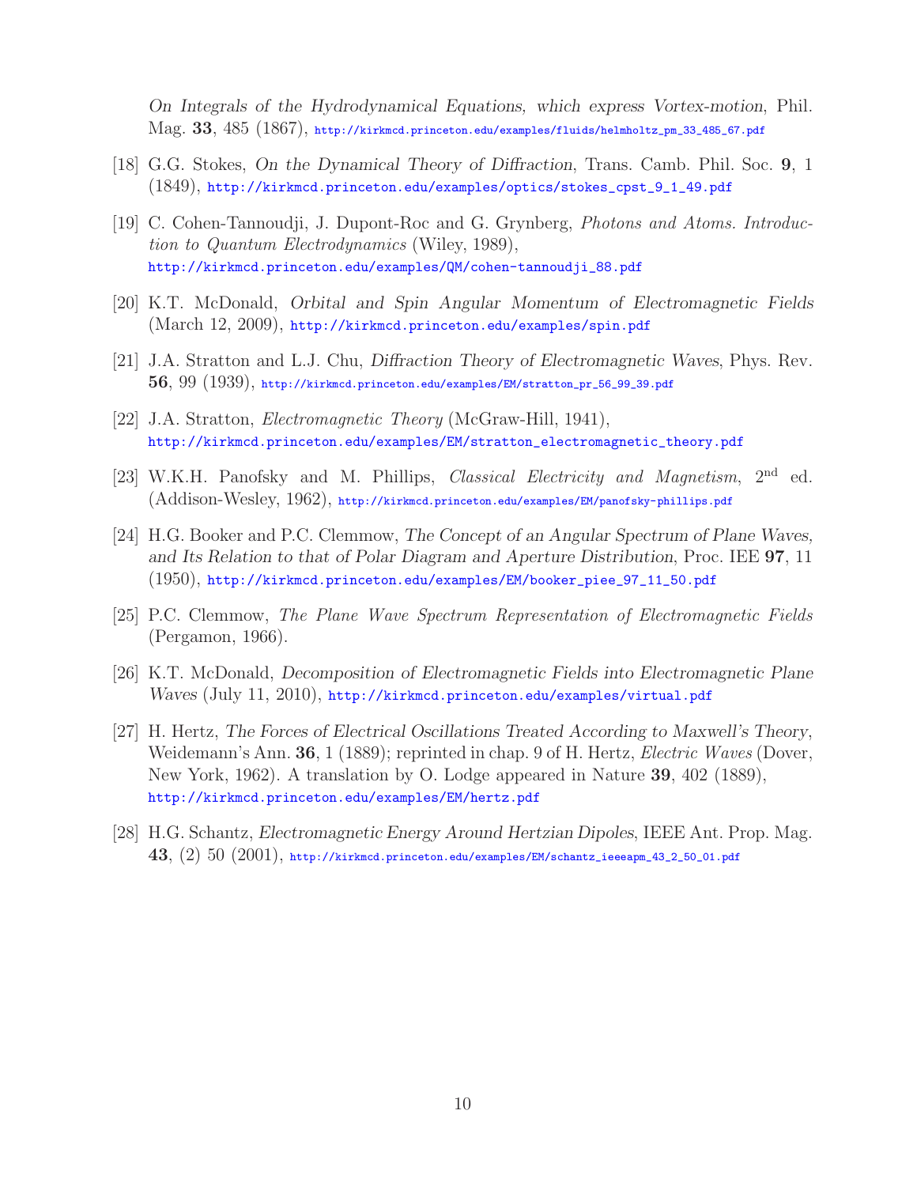*On Integrals of the Hydrodynamical Equations, which express Vortex-motion*, Phil. Mag. **33**, 485 (1867), http://kirkmcd.princeton.edu/examples/fluids/helmholtz_pm_33_485_67.pdf

[18] G.G. Stokes, *On the Dynamical Theory of Diffraction*, Trans. Camb. Phil. Soc. **9**, 1 (1849), http://kirkmcd.princeton.edu/examples/optics/stokes_cpst_9_1_49.pdf

[19] C. Cohen-Tannoudji, J. Dupont-Roc and G. Grynberg, *Photons and Atoms. Introduction to Quantum Electrodynamics* (Wiley, 1989), http://kirkmcd.princeton.edu/examples/QM/cohen-tannoudji_88.pdf

[20] K.T. McDonald, *Orbital and Spin Angular Momentum of Electromagnetic Fields* (March 12, 2009), http://kirkmcd.princeton.edu/examples/spin.pdf

[21] J.A. Stratton and L.J. Chu, *Diffraction Theory of Electromagnetic Waves*, Phys. Rev. **56**, 99 (1939), http://kirkmcd.princeton.edu/examples/EM/stratton_pr_56_99_39.pdf

[22] J.A. Stratton, *Electromagnetic Theory* (McGraw-Hill, 1941), http://kirkmcd.princeton.edu/examples/EM/stratton_electromagnetic_theory.pdf

[23] W.K.H. Panofsky and M. Phillips, *Classical Electricity and Magnetism*, 2nd ed. (Addison-Wesley, 1962), http://kirkmcd.princeton.edu/examples/EM/panofsky-phillips.pdf

[24] H.G. Booker and P.C. Clemmow, *The Concept of an Angular Spectrum of Plane Waves, and Its Relation to that of Polar Diagram and Aperture Distribution*, Proc. IEE **97**, 11 (1950), http://kirkmcd.princeton.edu/examples/EM/booker_piee_97_11_50.pdf

[25] P.C. Clemmow, *The Plane Wave Spectrum Representation of Electromagnetic Fields* (Pergamon, 1966).

[26] K.T. McDonald, *Decomposition of Electromagnetic Fields into Electromagnetic Plane Waves* (July 11, 2010), http://kirkmcd.princeton.edu/examples/virtual.pdf

[27] H. Hertz, *The Forces of Electrical Oscillations Treated According to Maxwell's Theory*, Weidemann's Ann. **36**, 1 (1889); reprinted in chap. 9 of H. Hertz, *Electric Waves* (Dover, New York, 1962). A translation by O. Lodge appeared in Nature **39**, 402 (1889), http://kirkmcd.princeton.edu/examples/EM/hertz.pdf

[28] H.G. Schantz, *Electromagnetic Energy Around Hertzian Dipoles*, IEEE Ant. Prop. Mag. **43**, (2) 50 (2001), http://kirkmcd.princeton.edu/examples/EM/schantz_ieeeapm_43_2_50_01.pdf